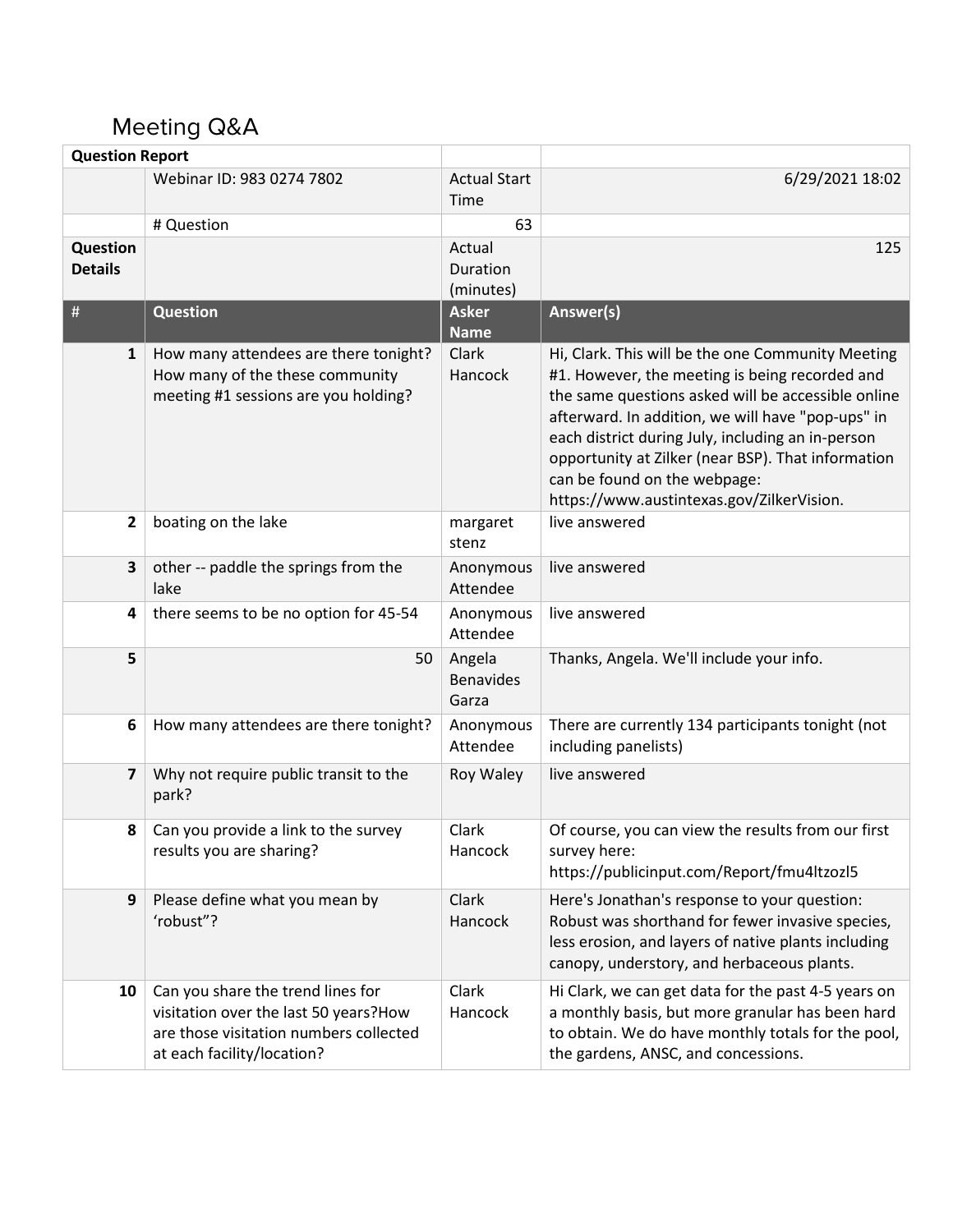# Meeting Q&A

| Question Report | | | |
|---|---|---|---|
| | Webinar ID: 983 0274 7802 | Actual Start Time | 6/29/2021 18:02 |
| | # Question | 63 | |
| **Question Details** | | Actual Duration (minutes) | 125 |
| **#** | **Question** | **Asker Name** | **Answer(s)** |
| **1** | How many attendees are there tonight? How many of the these community meeting #1 sessions are you holding? | Clark Hancock | Hi, Clark. This will be the one Community Meeting #1. However, the meeting is being recorded and the same questions asked will be accessible online afterward. In addition, we will have "pop-ups" in each district during July, including an in-person opportunity at Zilker (near BSP). That information can be found on the webpage: https://www.austintexas.gov/ZilkerVision. |
| **2** | boating on the lake | margaret stenz | live answered |
| **3** | other -- paddle the springs from the lake | Anonymous Attendee | live answered |
| **4** | there seems to be no option for 45-54 | Anonymous Attendee | live answered |
| **5** | 50 | Angela Benavides Garza | Thanks, Angela. We'll include your info. |
| **6** | How many attendees are there tonight? | Anonymous Attendee | There are currently 134 participants tonight (not including panelists) |
| **7** | Why not require public transit to the park? | Roy Waley | live answered |
| **8** | Can you provide a link to the survey results you are sharing? | Clark Hancock | Of course, you can view the results from our first survey here: https://publicinput.com/Report/fmu4ltzozl5 |
| **9** | Please define what you mean by 'robust"? | Clark Hancock | Here's Jonathan's response to your question: Robust was shorthand for fewer invasive species, less erosion, and layers of native plants including canopy, understory, and herbaceous plants. |
| **10** | Can you share the trend lines for visitation over the last 50 years?How are those visitation numbers collected at each facility/location? | Clark Hancock | Hi Clark, we can get data for the past 4-5 years on a monthly basis, but more granular has been hard to obtain. We do have monthly totals for the pool, the gardens, ANSC, and concessions. |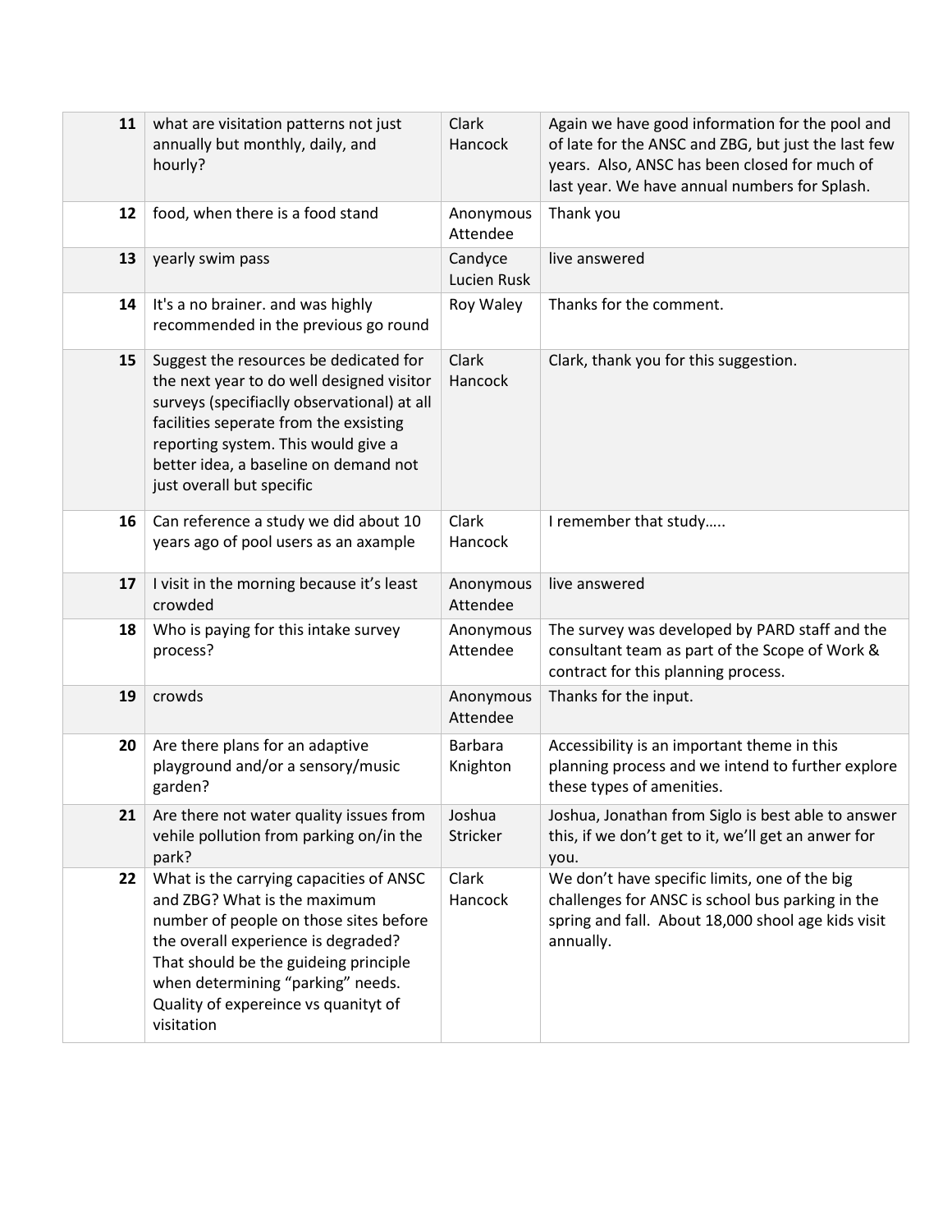| | | | |
|---|---|---|---|
| 11 | what are visitation patterns not just annually but monthly, daily, and hourly? | Clark Hancock | Again we have good information for the pool and of late for the ANSC and ZBG, but just the last few years. Also, ANSC has been closed for much of last year. We have annual numbers for Splash. |
| 12 | food, when there is a food stand | Anonymous Attendee | Thank you |
| 13 | yearly swim pass | Candyce Lucien Rusk | live answered |
| 14 | It's a no brainer. and was highly recommended in the previous go round | Roy Waley | Thanks for the comment. |
| 15 | Suggest the resources be dedicated for the next year to do well designed visitor surveys (specifiaclly observational) at all facilities seperate from the exsisting reporting system. This would give a better idea, a baseline on demand not just overall but specific | Clark Hancock | Clark, thank you for this suggestion. |
| 16 | Can reference a study we did about 10 years ago of pool users as an axample | Clark Hancock | I remember that study….. |
| 17 | I visit in the morning because it's least crowded | Anonymous Attendee | live answered |
| 18 | Who is paying for this intake survey process? | Anonymous Attendee | The survey was developed by PARD staff and the consultant team as part of the Scope of Work & contract for this planning process. |
| 19 | crowds | Anonymous Attendee | Thanks for the input. |
| 20 | Are there plans for an adaptive playground and/or a sensory/music garden? | Barbara Knighton | Accessibility is an important theme in this planning process and we intend to further explore these types of amenities. |
| 21 | Are there not water quality issues from vehile pollution from parking on/in the park? | Joshua Stricker | Joshua, Jonathan from Siglo is best able to answer this, if we don't get to it, we'll get an anwer for you. |
| 22 | What is the carrying capacities of ANSC and ZBG? What is the maximum number of people on those sites before the overall experience is degraded? That should be the guideing principle when determining "parking" needs. Quality of expereince vs quanityt of visitation | Clark Hancock | We don't have specific limits, one of the big challenges for ANSC is school bus parking in the spring and fall. About 18,000 shool age kids visit annually. |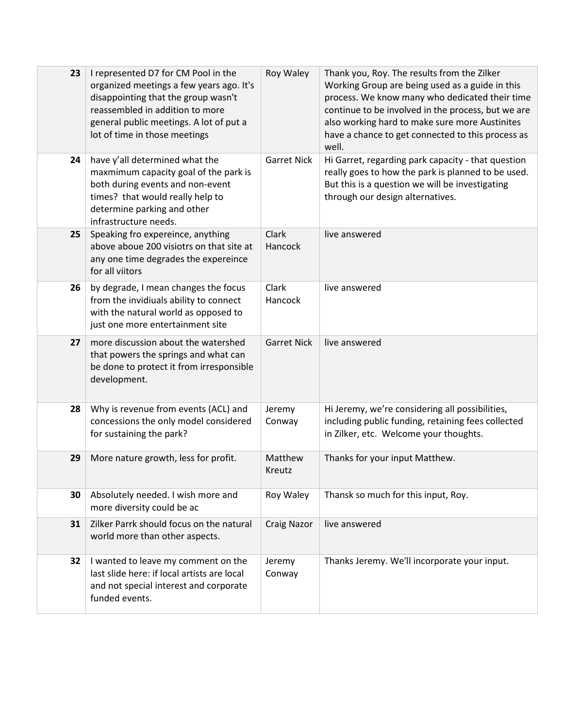| 23 | I represented D7 for CM Pool in the organized meetings a few years ago. It's disappointing that the group wasn't reassembled in addition to more general public meetings. A lot of put a lot of time in those meetings | Roy Waley | Thank you, Roy. The results from the Zilker Working Group are being used as a guide in this process. We know many who dedicated their time continue to be involved in the process, but we are also working hard to make sure more Austinites have a chance to get connected to this process as well. |
|---|---|---|---|
| 24 | have y'all determined what the maxmimum capacity goal of the park is both during events and non-event times? that would really help to determine parking and other infrastructure needs. | Garret Nick | Hi Garret, regarding park capacity - that question really goes to how the park is planned to be used. But this is a question we will be investigating through our design alternatives. |
| 25 | Speaking fro expereince, anything above aboue 200 visiotrs on that site at any one time degrades the expereince for all viitors | Clark Hancock | live answered |
| 26 | by degrade, I mean changes the focus from the invidiuals ability to connect with the natural world as opposed to just one more entertainment site | Clark Hancock | live answered |
| 27 | more discussion about the watershed that powers the springs and what can be done to protect it from irresponsible development. | Garret Nick | live answered |
| 28 | Why is revenue from events (ACL) and concessions the only model considered for sustaining the park? | Jeremy Conway | Hi Jeremy, we're considering all possibilities, including public funding, retaining fees collected in Zilker, etc. Welcome your thoughts. |
| 29 | More nature growth, less for profit. | Matthew Kreutz | Thanks for your input Matthew. |
| 30 | Absolutely needed. I wish more and more diversity could be ac | Roy Waley | Thansk so much for this input, Roy. |
| 31 | Zilker Parrk should focus on the natural world more than other aspects. | Craig Nazor | live answered |
| 32 | I wanted to leave my comment on the last slide here: if local artists are local and not special interest and corporate funded events. | Jeremy Conway | Thanks Jeremy. We'll incorporate your input. |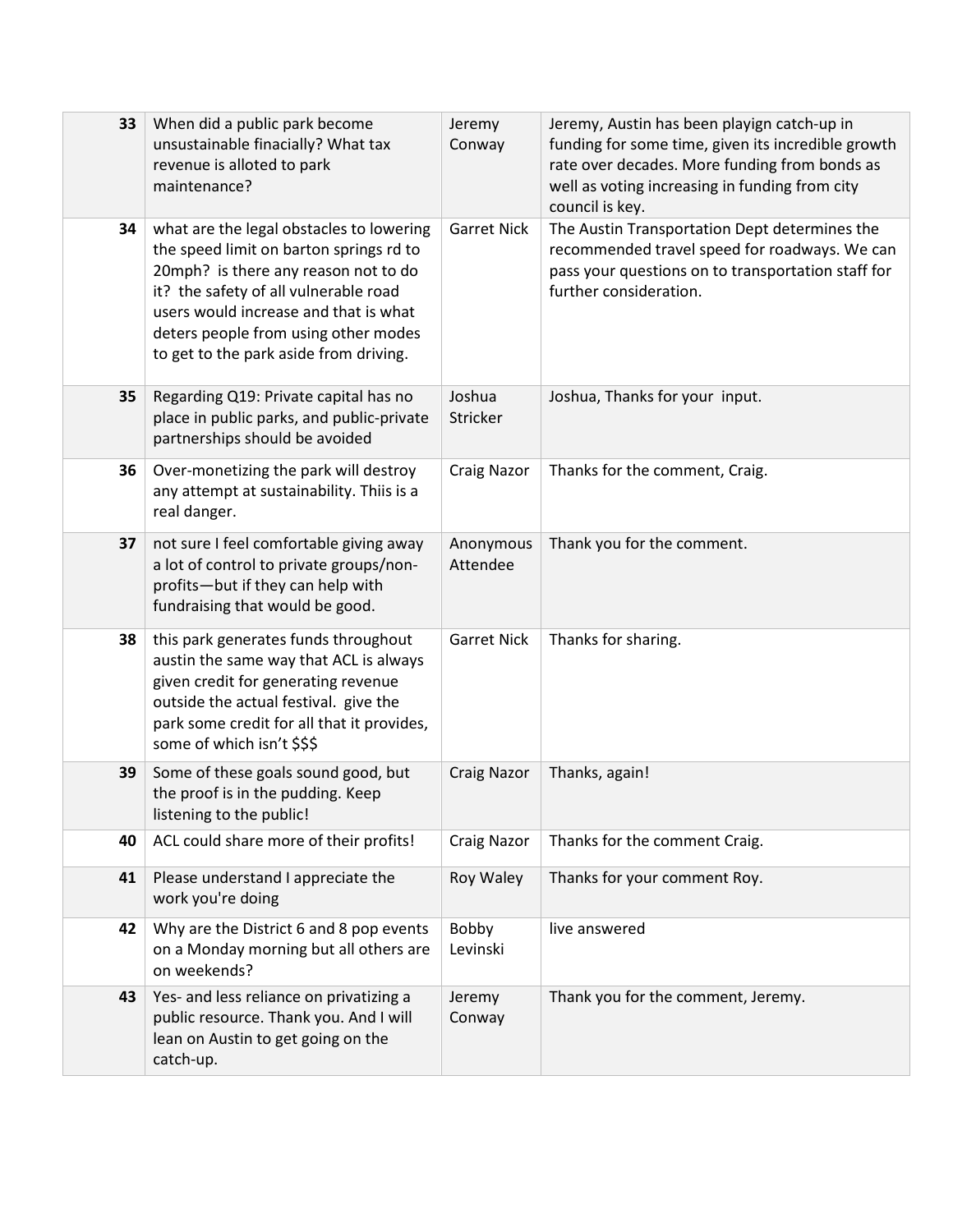| 33 | When did a public park become unsustainable finacially? What tax revenue is alloted to park maintenance? | Jeremy Conway | Jeremy, Austin has been playign catch-up in funding for some time, given its incredible growth rate over decades. More funding from bonds as well as voting increasing in funding from city council is key. |
|---|---|---|---|
| 34 | what are the legal obstacles to lowering the speed limit on barton springs rd to 20mph? is there any reason not to do it? the safety of all vulnerable road users would increase and that is what deters people from using other modes to get to the park aside from driving. | Garret Nick | The Austin Transportation Dept determines the recommended travel speed for roadways. We can pass your questions on to transportation staff for further consideration. |
| 35 | Regarding Q19: Private capital has no place in public parks, and public-private partnerships should be avoided | Joshua Stricker | Joshua, Thanks for your input. |
| 36 | Over-monetizing the park will destroy any attempt at sustainability. Thiis is a real danger. | Craig Nazor | Thanks for the comment, Craig. |
| 37 | not sure I feel comfortable giving away a lot of control to private groups/non-profits—but if they can help with fundraising that would be good. | Anonymous Attendee | Thank you for the comment. |
| 38 | this park generates funds throughout austin the same way that ACL is always given credit for generating revenue outside the actual festival. give the park some credit for all that it provides, some of which isn't $$$ | Garret Nick | Thanks for sharing. |
| 39 | Some of these goals sound good, but the proof is in the pudding. Keep listening to the public! | Craig Nazor | Thanks, again! |
| 40 | ACL could share more of their profits! | Craig Nazor | Thanks for the comment Craig. |
| 41 | Please understand I appreciate the work you're doing | Roy Waley | Thanks for your comment Roy. |
| 42 | Why are the District 6 and 8 pop events on a Monday morning but all others are on weekends? | Bobby Levinski | live answered |
| 43 | Yes- and less reliance on privatizing a public resource. Thank you. And I will lean on Austin to get going on the catch-up. | Jeremy Conway | Thank you for the comment, Jeremy. |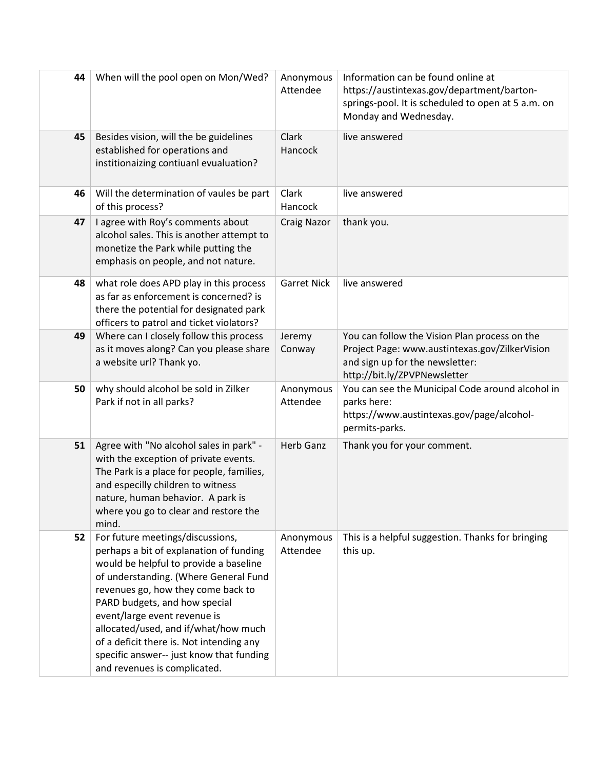| | | | |
|---|---|---|---|
| 44 | When will the pool open on Mon/Wed? | Anonymous Attendee | Information can be found online at https://austintexas.gov/department/barton-springs-pool. It is scheduled to open at 5 a.m. on Monday and Wednesday. |
| 45 | Besides vision, will the be guidelines established for operations and institionaizing contiuanl evualuation? | Clark Hancock | live answered |
| 46 | Will the determination of vaules be part of this process? | Clark Hancock | live answered |
| 47 | I agree with Roy's comments about alcohol sales. This is another attempt to monetize the Park while putting the emphasis on people, and not nature. | Craig Nazor | thank you. |
| 48 | what role does APD play in this process as far as enforcement is concerned? is there the potential for designated park officers to patrol and ticket violators? | Garret Nick | live answered |
| 49 | Where can I closely follow this process as it moves along? Can you please share a website url? Thank yo. | Jeremy Conway | You can follow the Vision Plan process on the Project Page: www.austintexas.gov/ZilkerVision and sign up for the newsletter: http://bit.ly/ZPVPNewsletter |
| 50 | why should alcohol be sold in Zilker Park if not in all parks? | Anonymous Attendee | You can see the Municipal Code around alcohol in parks here: https://www.austintexas.gov/page/alcohol-permits-parks. |
| 51 | Agree with "No alcohol sales in park" - with the exception of private events. The Park is a place for people, families, and especilly children to witness nature, human behavior. A park is where you go to clear and restore the mind. | Herb Ganz | Thank you for your comment. |
| 52 | For future meetings/discussions, perhaps a bit of explanation of funding would be helpful to provide a baseline of understanding. (Where General Fund revenues go, how they come back to PARD budgets, and how special event/large event revenue is allocated/used, and if/what/how much of a deficit there is. Not intending any specific answer-- just know that funding and revenues is complicated. | Anonymous Attendee | This is a helpful suggestion. Thanks for bringing this up. |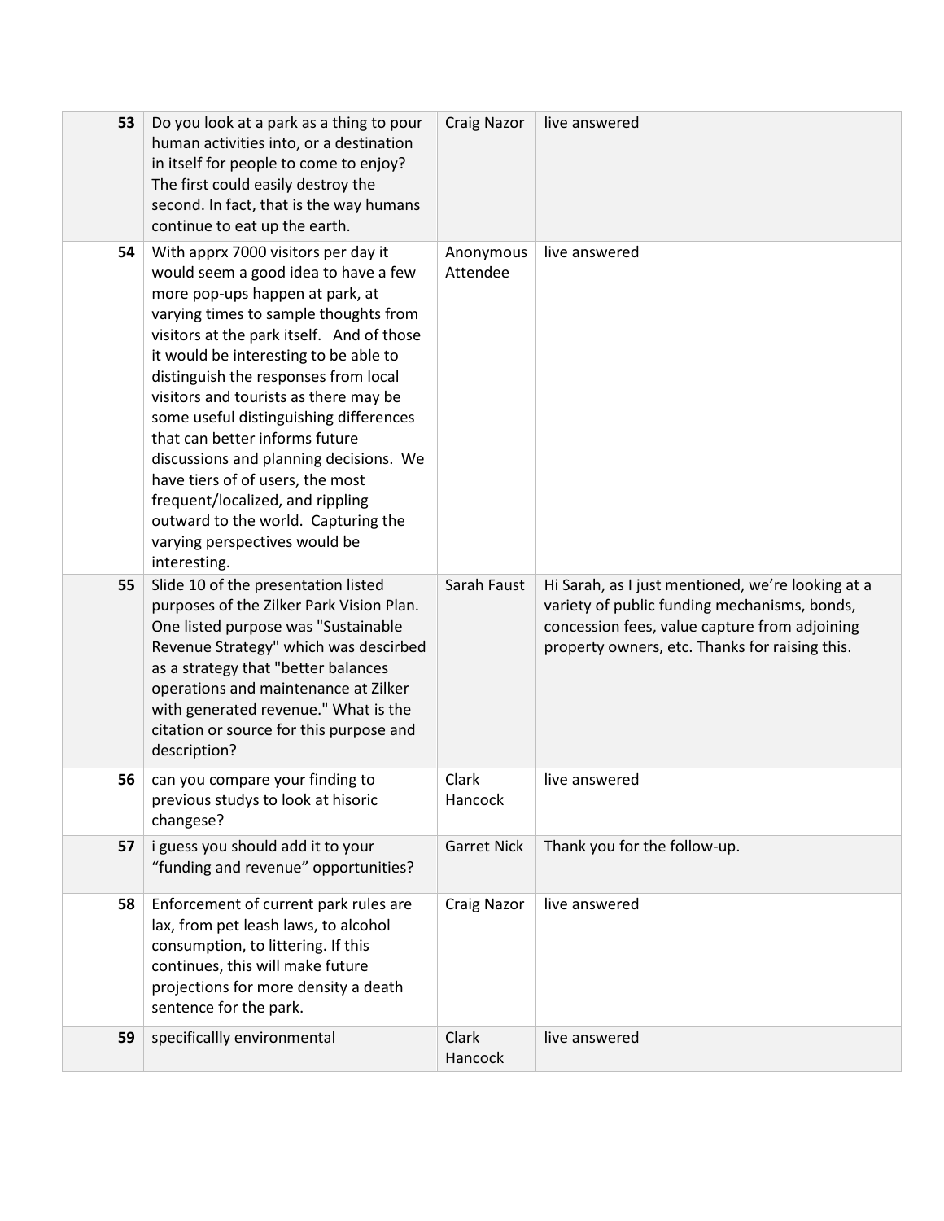| | | | |
|---|---|---|---|
| 53 | Do you look at a park as a thing to pour human activities into, or a destination in itself for people to come to enjoy? The first could easily destroy the second. In fact, that is the way humans continue to eat up the earth. | Craig Nazor | live answered |
| 54 | With apprx 7000 visitors per day it would seem a good idea to have a few more pop-ups happen at park, at varying times to sample thoughts from visitors at the park itself. And of those it would be interesting to be able to distinguish the responses from local visitors and tourists as there may be some useful distinguishing differences that can better informs future discussions and planning decisions. We have tiers of of users, the most frequent/localized, and rippling outward to the world. Capturing the varying perspectives would be interesting. | Anonymous Attendee | live answered |
| 55 | Slide 10 of the presentation listed purposes of the Zilker Park Vision Plan. One listed purpose was "Sustainable Revenue Strategy" which was descirbed as a strategy that "better balances operations and maintenance at Zilker with generated revenue." What is the citation or source for this purpose and description? | Sarah Faust | Hi Sarah, as I just mentioned, we're looking at a variety of public funding mechanisms, bonds, concession fees, value capture from adjoining property owners, etc. Thanks for raising this. |
| 56 | can you compare your finding to previous studys to look at hisoric changese? | Clark Hancock | live answered |
| 57 | i guess you should add it to your "funding and revenue" opportunities? | Garret Nick | Thank you for the follow-up. |
| 58 | Enforcement of current park rules are lax, from pet leash laws, to alcohol consumption, to littering. If this continues, this will make future projections for more density a death sentence for the park. | Craig Nazor | live answered |
| 59 | specificallly environmental | Clark Hancock | live answered |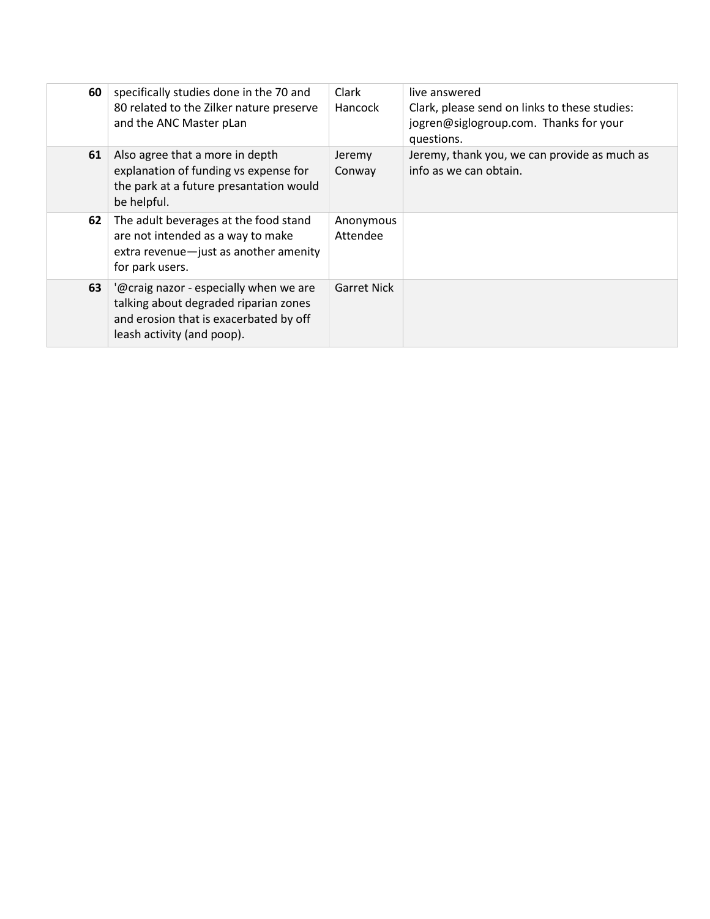| | | | |
|---|---|---|---|
| **60** | specifically studies done in the 70 and 80 related to the Zilker nature preserve and the ANC Master pLan | Clark Hancock | live answered<br>Clark, please send on links to these studies: jogren@siglogroup.com. Thanks for your questions. |
| **61** | Also agree that a more in depth explanation of funding vs expense for the park at a future presentation would be helpful. | Jeremy Conway | Jeremy, thank you, we can provide as much as info as we can obtain. |
| **62** | The adult beverages at the food stand are not intended as a way to make extra revenue—just as another amenity for park users. | Anonymous Attendee | |
| **63** | '@craig nazor - especially when we are talking about degraded riparian zones and erosion that is exacerbated by off leash activity (and poop). | Garret Nick | |